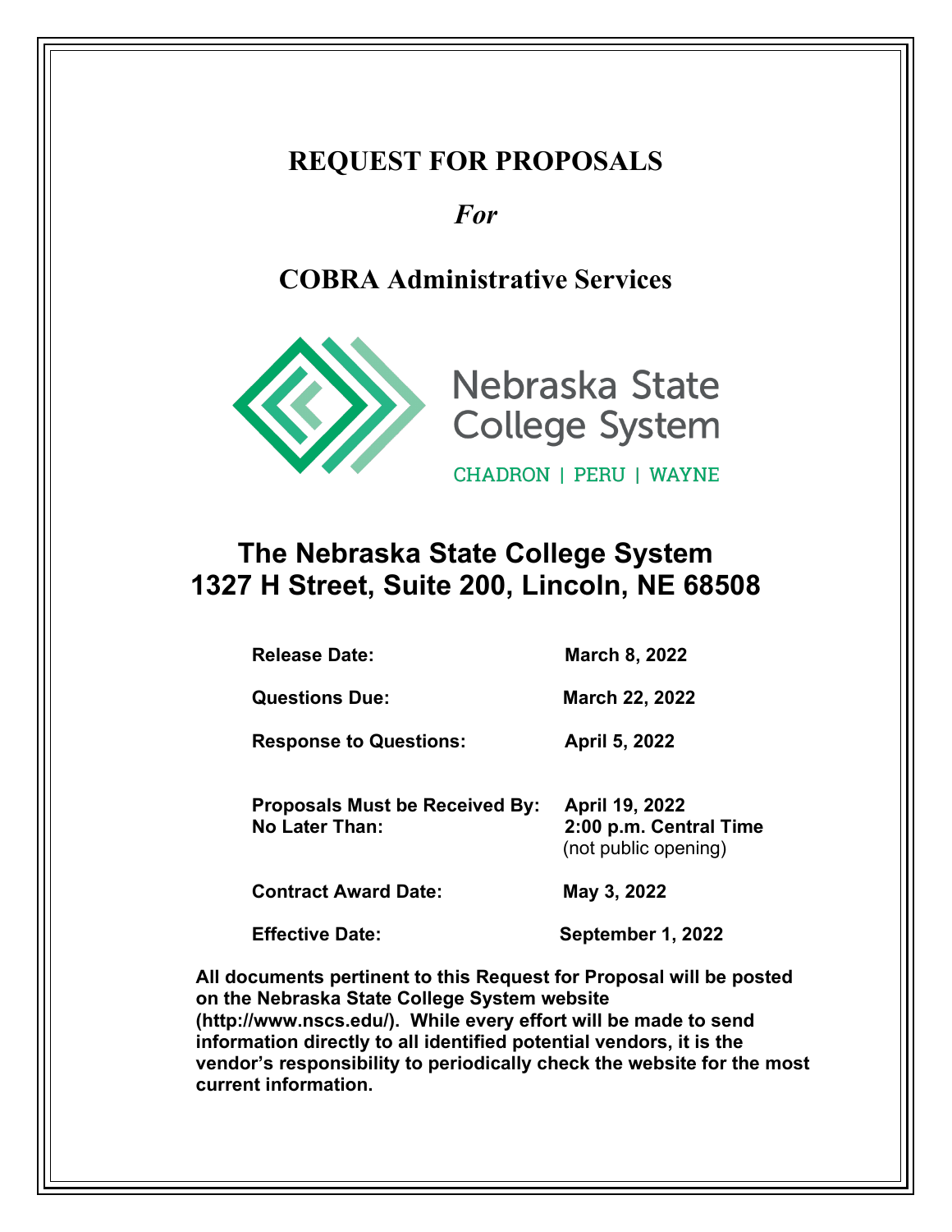# REQUEST FOR PROPOSALS

*For*

## COBRA Administrative Services

Nebraska State College System

CHADRON | PERU | WAYNE

## The Nebraska State College System
## 1327 H Street, Suite 200, Lincoln, NE 68508

| | |
|---|---|
| **Release Date:** | **March 8, 2022** |
| **Questions Due:** | **March 22, 2022** |
| **Response to Questions:** | **April 5, 2022** |
| **Proposals Must be Received By:** **No Later Than:** | **April 19, 2022** **2:00 p.m. Central Time** (not public opening) |
| **Contract Award Date:** | **May 3, 2022** |
| **Effective Date:** | **September 1, 2022** |

**All documents pertinent to this Request for Proposal will be posted on the Nebraska State College System website (http://www.nscs.edu/). While every effort will be made to send information directly to all identified potential vendors, it is the vendor's responsibility to periodically check the website for the most current information.**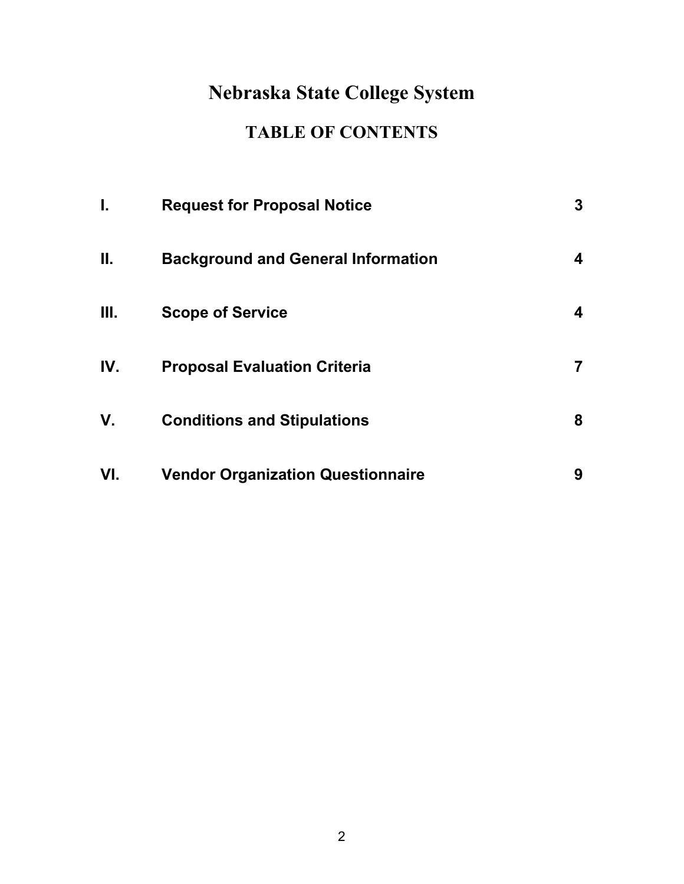# Nebraska State College System

## TABLE OF CONTENTS

| | | |
|---|---|---|
| **I.** | **Request for Proposal Notice** | **3** |
| **II.** | **Background and General Information** | **4** |
| **III.** | **Scope of Service** | **4** |
| **IV.** | **Proposal Evaluation Criteria** | **7** |
| **V.** | **Conditions and Stipulations** | **8** |
| **VI.** | **Vendor Organization Questionnaire** | **9** |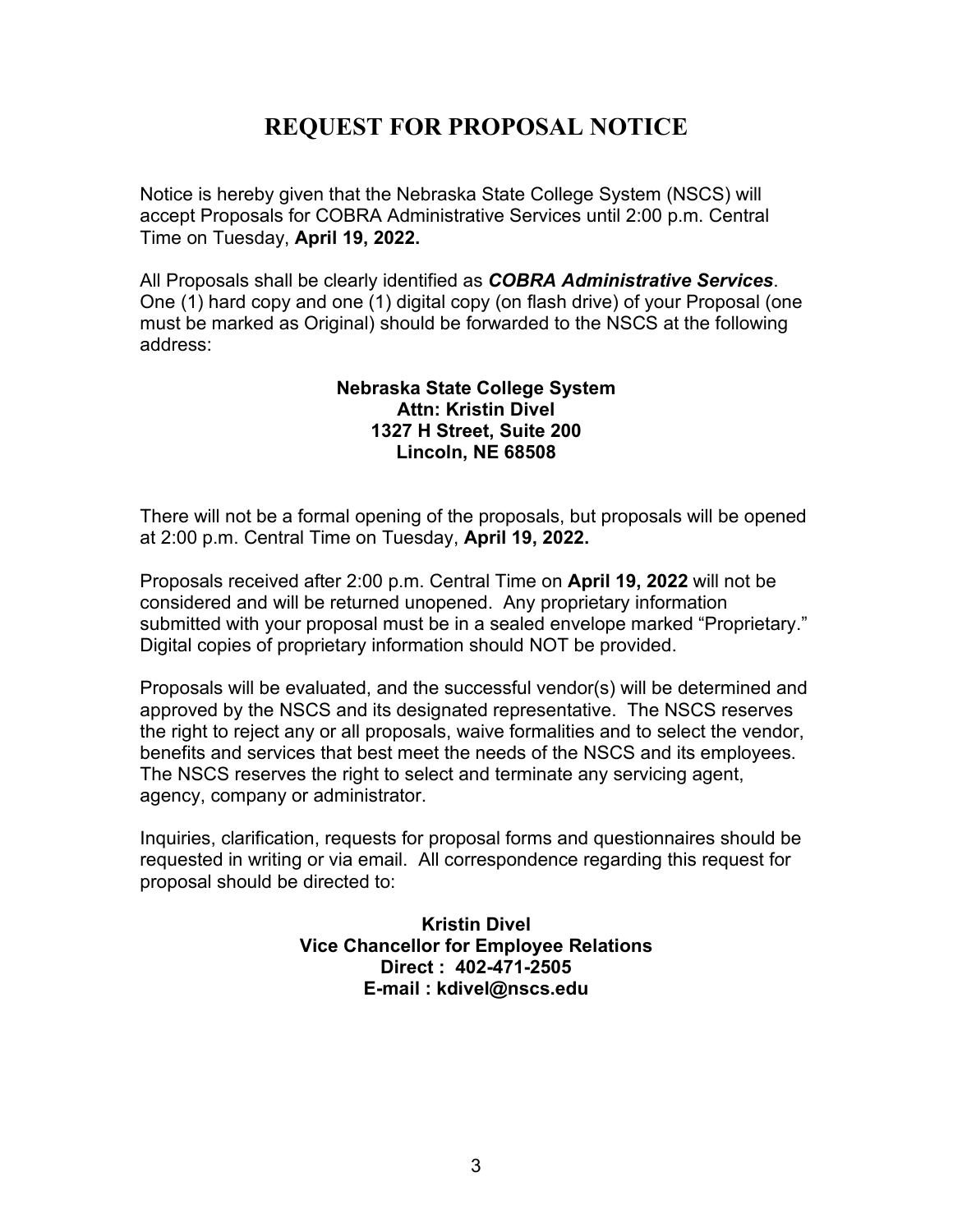# REQUEST FOR PROPOSAL NOTICE

Notice is hereby given that the Nebraska State College System (NSCS) will accept Proposals for COBRA Administrative Services until 2:00 p.m. Central Time on Tuesday, **April 19, 2022.**

All Proposals shall be clearly identified as ***COBRA Administrative Services***. One (1) hard copy and one (1) digital copy (on flash drive) of your Proposal (one must be marked as Original) should be forwarded to the NSCS at the following address:

**Nebraska State College System**
**Attn: Kristin Divel**
**1327 H Street, Suite 200**
**Lincoln, NE 68508**

There will not be a formal opening of the proposals, but proposals will be opened at 2:00 p.m. Central Time on Tuesday, **April 19, 2022.**

Proposals received after 2:00 p.m. Central Time on **April 19, 2022** will not be considered and will be returned unopened. Any proprietary information submitted with your proposal must be in a sealed envelope marked "Proprietary." Digital copies of proprietary information should NOT be provided.

Proposals will be evaluated, and the successful vendor(s) will be determined and approved by the NSCS and its designated representative. The NSCS reserves the right to reject any or all proposals, waive formalities and to select the vendor, benefits and services that best meet the needs of the NSCS and its employees. The NSCS reserves the right to select and terminate any servicing agent, agency, company or administrator.

Inquiries, clarification, requests for proposal forms and questionnaires should be requested in writing or via email. All correspondence regarding this request for proposal should be directed to:

**Kristin Divel**
**Vice Chancellor for Employee Relations**
**Direct : 402-471-2505**
**E-mail : kdivel@nscs.edu**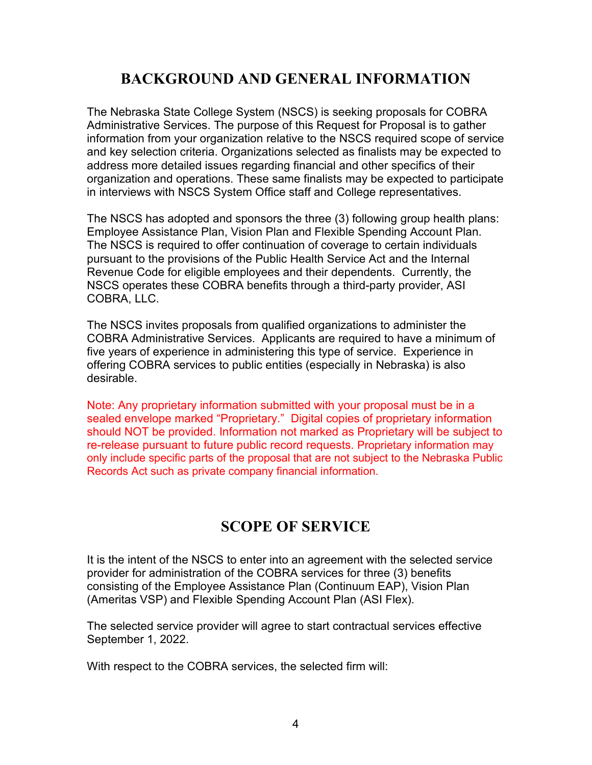## BACKGROUND AND GENERAL INFORMATION

The Nebraska State College System (NSCS) is seeking proposals for COBRA Administrative Services. The purpose of this Request for Proposal is to gather information from your organization relative to the NSCS required scope of service and key selection criteria. Organizations selected as finalists may be expected to address more detailed issues regarding financial and other specifics of their organization and operations. These same finalists may be expected to participate in interviews with NSCS System Office staff and College representatives.

The NSCS has adopted and sponsors the three (3) following group health plans: Employee Assistance Plan, Vision Plan and Flexible Spending Account Plan. The NSCS is required to offer continuation of coverage to certain individuals pursuant to the provisions of the Public Health Service Act and the Internal Revenue Code for eligible employees and their dependents. Currently, the NSCS operates these COBRA benefits through a third-party provider, ASI COBRA, LLC.

The NSCS invites proposals from qualified organizations to administer the COBRA Administrative Services. Applicants are required to have a minimum of five years of experience in administering this type of service. Experience in offering COBRA services to public entities (especially in Nebraska) is also desirable.

Note: Any proprietary information submitted with your proposal must be in a sealed envelope marked "Proprietary." Digital copies of proprietary information should NOT be provided. Information not marked as Proprietary will be subject to re-release pursuant to future public record requests. Proprietary information may only include specific parts of the proposal that are not subject to the Nebraska Public Records Act such as private company financial information.

## SCOPE OF SERVICE

It is the intent of the NSCS to enter into an agreement with the selected service provider for administration of the COBRA services for three (3) benefits consisting of the Employee Assistance Plan (Continuum EAP), Vision Plan (Ameritas VSP) and Flexible Spending Account Plan (ASI Flex).

The selected service provider will agree to start contractual services effective September 1, 2022.

With respect to the COBRA services, the selected firm will: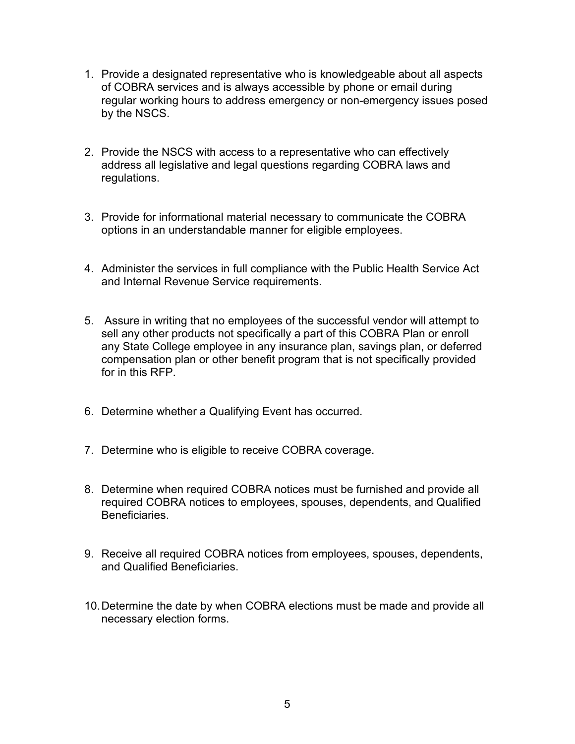1. Provide a designated representative who is knowledgeable about all aspects of COBRA services and is always accessible by phone or email during regular working hours to address emergency or non-emergency issues posed by the NSCS.

2. Provide the NSCS with access to a representative who can effectively address all legislative and legal questions regarding COBRA laws and regulations.

3. Provide for informational material necessary to communicate the COBRA options in an understandable manner for eligible employees.

4. Administer the services in full compliance with the Public Health Service Act and Internal Revenue Service requirements.

5. Assure in writing that no employees of the successful vendor will attempt to sell any other products not specifically a part of this COBRA Plan or enroll any State College employee in any insurance plan, savings plan, or deferred compensation plan or other benefit program that is not specifically provided for in this RFP.

6. Determine whether a Qualifying Event has occurred.

7. Determine who is eligible to receive COBRA coverage.

8. Determine when required COBRA notices must be furnished and provide all required COBRA notices to employees, spouses, dependents, and Qualified Beneficiaries.

9. Receive all required COBRA notices from employees, spouses, dependents, and Qualified Beneficiaries.

10. Determine the date by when COBRA elections must be made and provide all necessary election forms.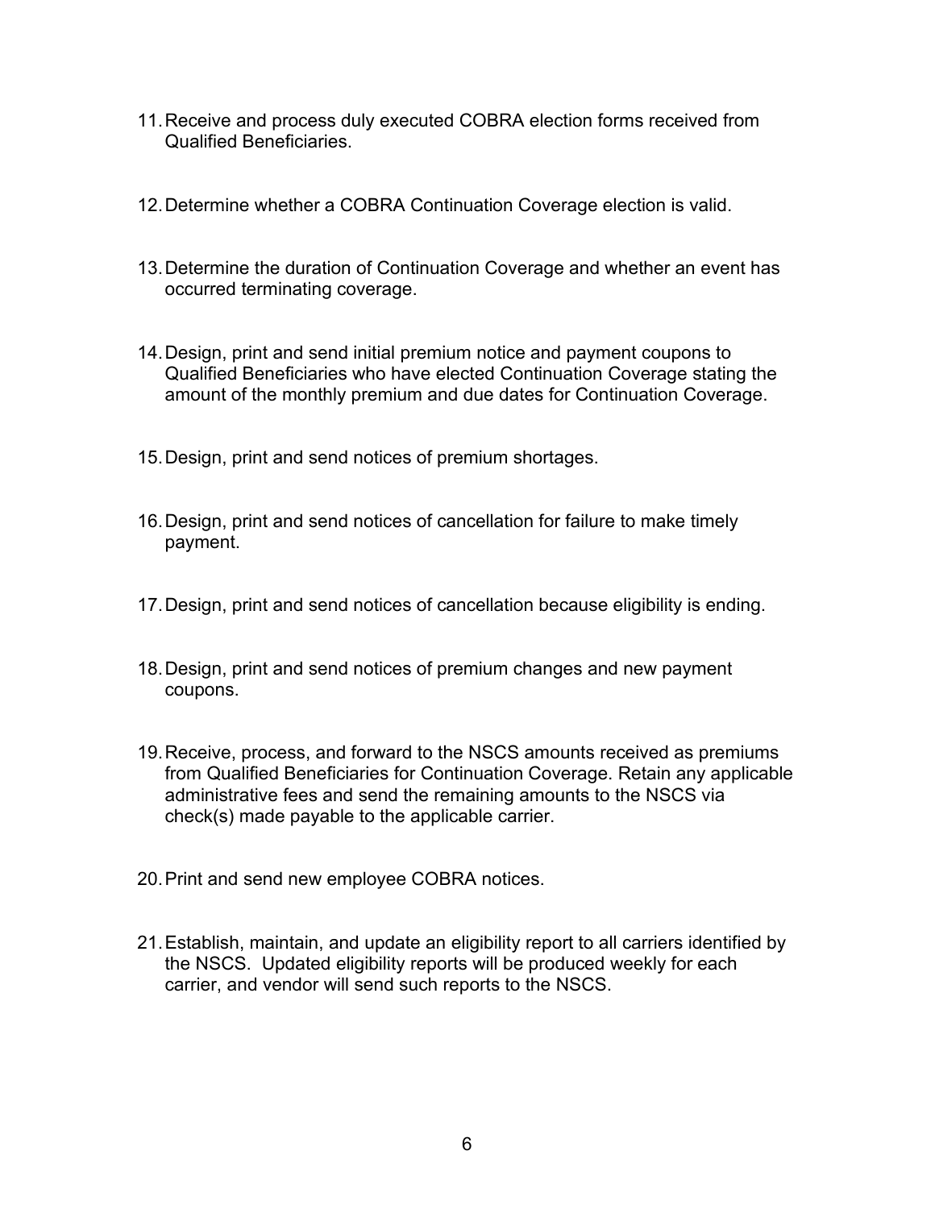11. Receive and process duly executed COBRA election forms received from Qualified Beneficiaries.

12. Determine whether a COBRA Continuation Coverage election is valid.

13. Determine the duration of Continuation Coverage and whether an event has occurred terminating coverage.

14. Design, print and send initial premium notice and payment coupons to Qualified Beneficiaries who have elected Continuation Coverage stating the amount of the monthly premium and due dates for Continuation Coverage.

15. Design, print and send notices of premium shortages.

16. Design, print and send notices of cancellation for failure to make timely payment.

17. Design, print and send notices of cancellation because eligibility is ending.

18. Design, print and send notices of premium changes and new payment coupons.

19. Receive, process, and forward to the NSCS amounts received as premiums from Qualified Beneficiaries for Continuation Coverage. Retain any applicable administrative fees and send the remaining amounts to the NSCS via check(s) made payable to the applicable carrier.

20. Print and send new employee COBRA notices.

21. Establish, maintain, and update an eligibility report to all carriers identified by the NSCS. Updated eligibility reports will be produced weekly for each carrier, and vendor will send such reports to the NSCS.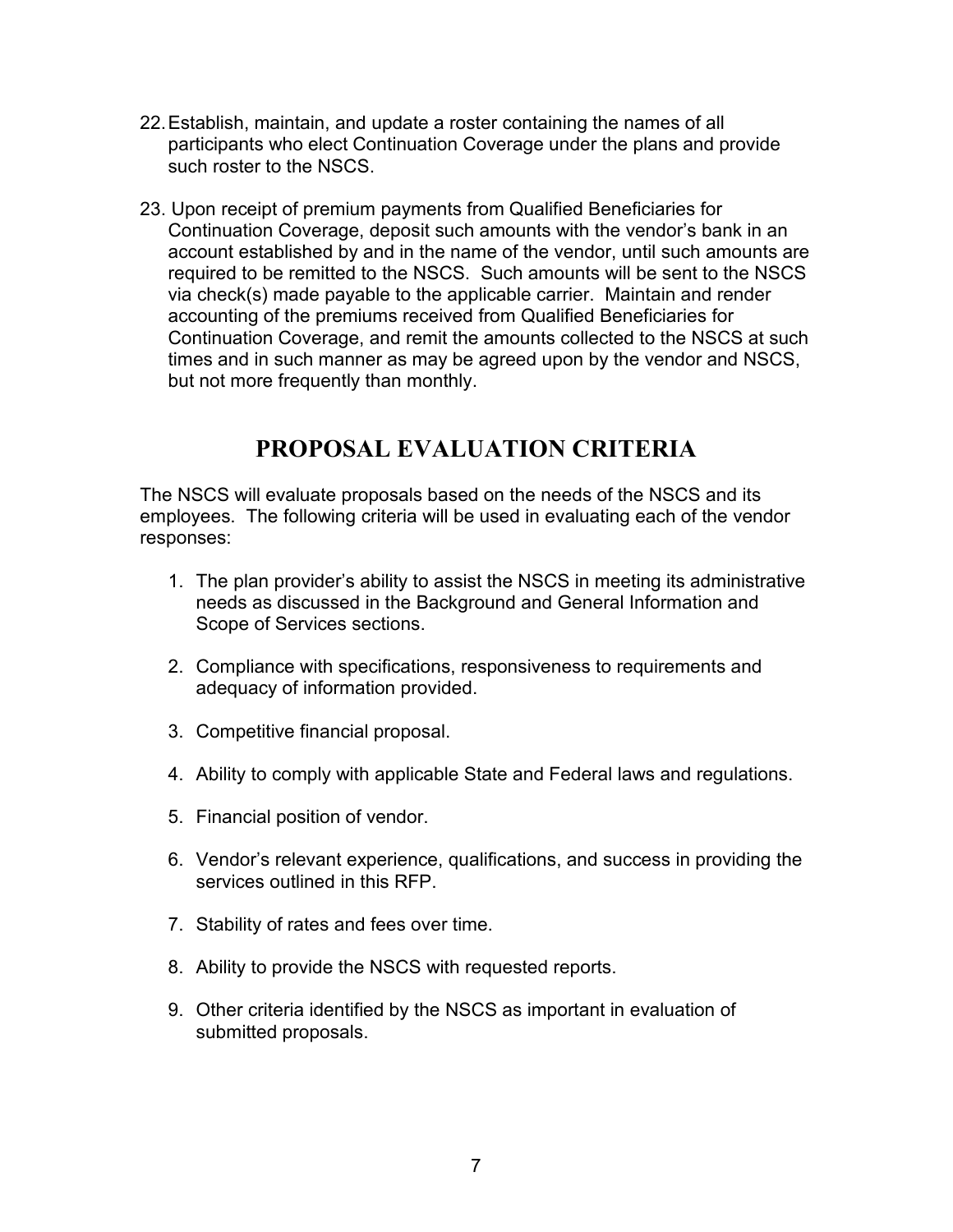22. Establish, maintain, and update a roster containing the names of all participants who elect Continuation Coverage under the plans and provide such roster to the NSCS.

23. Upon receipt of premium payments from Qualified Beneficiaries for Continuation Coverage, deposit such amounts with the vendor's bank in an account established by and in the name of the vendor, until such amounts are required to be remitted to the NSCS. Such amounts will be sent to the NSCS via check(s) made payable to the applicable carrier. Maintain and render accounting of the premiums received from Qualified Beneficiaries for Continuation Coverage, and remit the amounts collected to the NSCS at such times and in such manner as may be agreed upon by the vendor and NSCS, but not more frequently than monthly.

## PROPOSAL EVALUATION CRITERIA

The NSCS will evaluate proposals based on the needs of the NSCS and its employees. The following criteria will be used in evaluating each of the vendor responses:

1. The plan provider's ability to assist the NSCS in meeting its administrative needs as discussed in the Background and General Information and Scope of Services sections.

2. Compliance with specifications, responsiveness to requirements and adequacy of information provided.

3. Competitive financial proposal.

4. Ability to comply with applicable State and Federal laws and regulations.

5. Financial position of vendor.

6. Vendor's relevant experience, qualifications, and success in providing the services outlined in this RFP.

7. Stability of rates and fees over time.

8. Ability to provide the NSCS with requested reports.

9. Other criteria identified by the NSCS as important in evaluation of submitted proposals.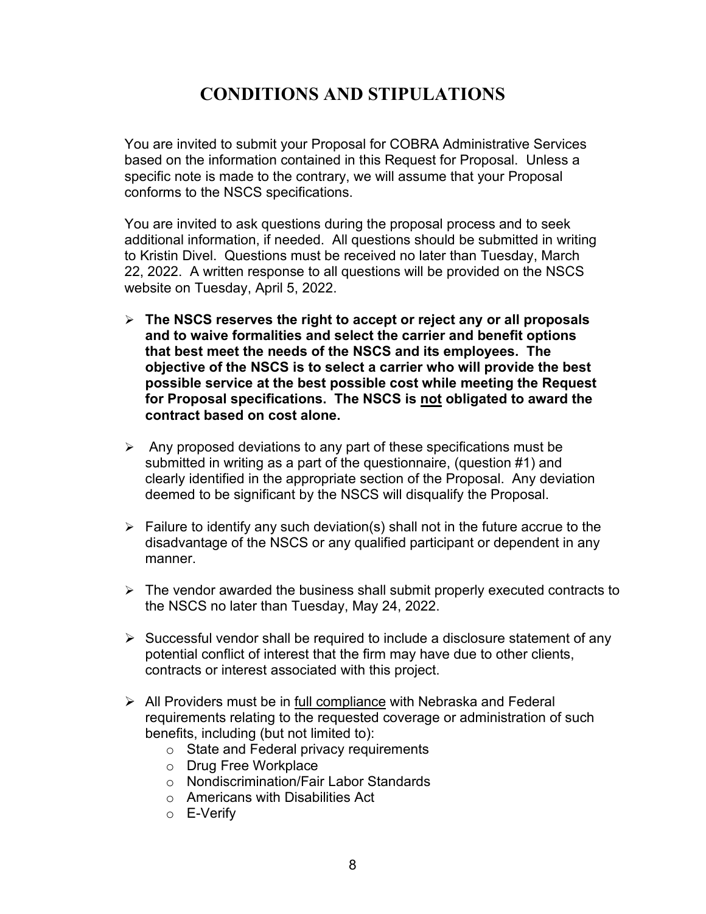# CONDITIONS AND STIPULATIONS

You are invited to submit your Proposal for COBRA Administrative Services based on the information contained in this Request for Proposal. Unless a specific note is made to the contrary, we will assume that your Proposal conforms to the NSCS specifications.

You are invited to ask questions during the proposal process and to seek additional information, if needed. All questions should be submitted in writing to Kristin Divel. Questions must be received no later than Tuesday, March 22, 2022. A written response to all questions will be provided on the NSCS website on Tuesday, April 5, 2022.

- **The NSCS reserves the right to accept or reject any or all proposals and to waive formalities and select the carrier and benefit options that best meet the needs of the NSCS and its employees. The objective of the NSCS is to select a carrier who will provide the best possible service at the best possible cost while meeting the Request for Proposal specifications. The NSCS is <u>not</u> obligated to award the contract based on cost alone.**
- Any proposed deviations to any part of these specifications must be submitted in writing as a part of the questionnaire, (question #1) and clearly identified in the appropriate section of the Proposal. Any deviation deemed to be significant by the NSCS will disqualify the Proposal.
- Failure to identify any such deviation(s) shall not in the future accrue to the disadvantage of the NSCS or any qualified participant or dependent in any manner.
- The vendor awarded the business shall submit properly executed contracts to the NSCS no later than Tuesday, May 24, 2022.
- Successful vendor shall be required to include a disclosure statement of any potential conflict of interest that the firm may have due to other clients, contracts or interest associated with this project.
- All Providers must be in <u>full compliance</u> with Nebraska and Federal requirements relating to the requested coverage or administration of such benefits, including (but not limited to):
  - State and Federal privacy requirements
  - Drug Free Workplace
  - Nondiscrimination/Fair Labor Standards
  - Americans with Disabilities Act
  - E-Verify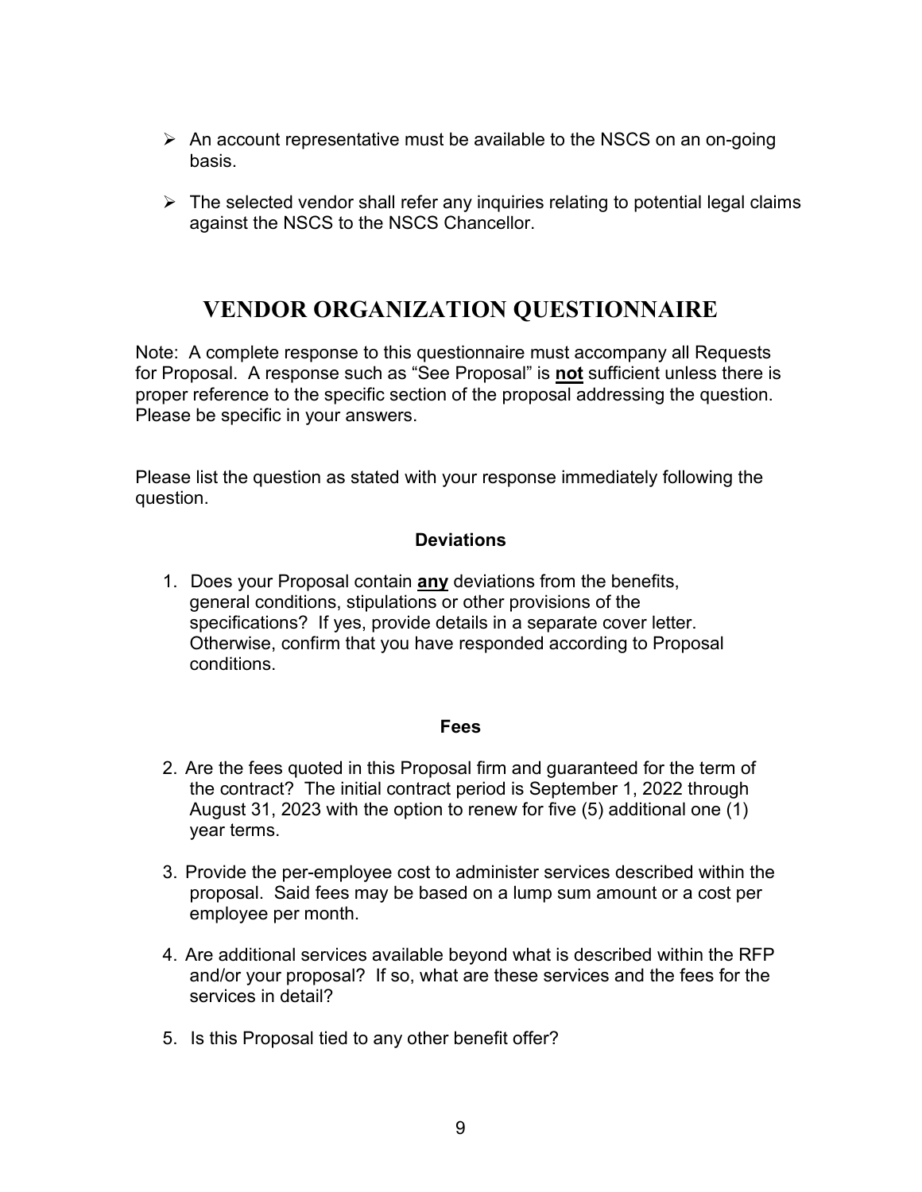- An account representative must be available to the NSCS on an on-going basis.
- The selected vendor shall refer any inquiries relating to potential legal claims against the NSCS to the NSCS Chancellor.

# VENDOR ORGANIZATION QUESTIONNAIRE

Note: A complete response to this questionnaire must accompany all Requests for Proposal. A response such as “See Proposal” is **not** sufficient unless there is proper reference to the specific section of the proposal addressing the question. Please be specific in your answers.

Please list the question as stated with your response immediately following the question.

### Deviations

1. Does your Proposal contain **any** deviations from the benefits, general conditions, stipulations or other provisions of the specifications? If yes, provide details in a separate cover letter. Otherwise, confirm that you have responded according to Proposal conditions.

### Fees

2. Are the fees quoted in this Proposal firm and guaranteed for the term of the contract? The initial contract period is September 1, 2022 through August 31, 2023 with the option to renew for five (5) additional one (1) year terms.
3. Provide the per-employee cost to administer services described within the proposal. Said fees may be based on a lump sum amount or a cost per employee per month.
4. Are additional services available beyond what is described within the RFP and/or your proposal? If so, what are these services and the fees for the services in detail?
5. Is this Proposal tied to any other benefit offer?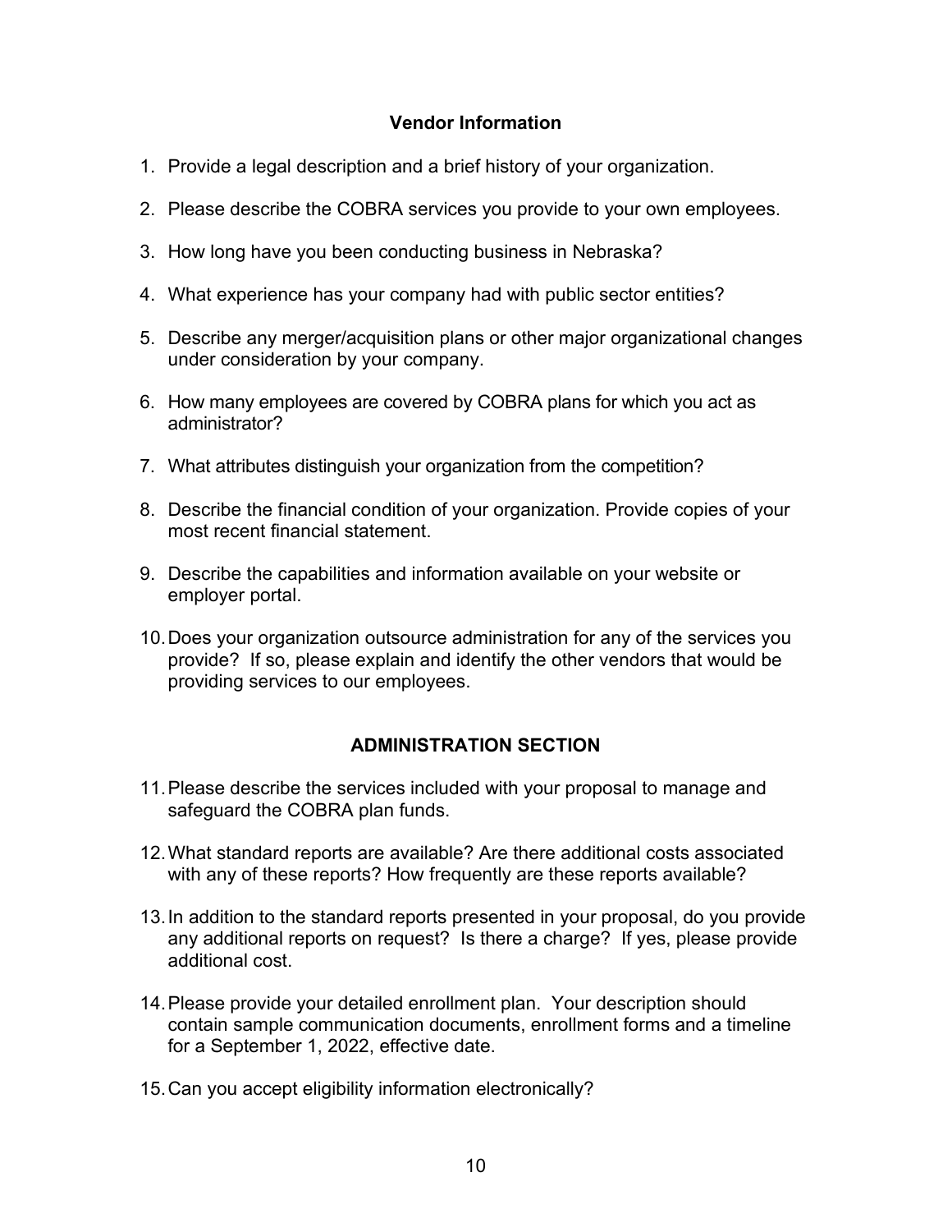## Vendor Information

1. Provide a legal description and a brief history of your organization.
2. Please describe the COBRA services you provide to your own employees.
3. How long have you been conducting business in Nebraska?
4. What experience has your company had with public sector entities?
5. Describe any merger/acquisition plans or other major organizational changes under consideration by your company.
6. How many employees are covered by COBRA plans for which you act as administrator?
7. What attributes distinguish your organization from the competition?
8. Describe the financial condition of your organization. Provide copies of your most recent financial statement.
9. Describe the capabilities and information available on your website or employer portal.
10. Does your organization outsource administration for any of the services you provide? If so, please explain and identify the other vendors that would be providing services to our employees.

## ADMINISTRATION SECTION

11. Please describe the services included with your proposal to manage and safeguard the COBRA plan funds.
12. What standard reports are available? Are there additional costs associated with any of these reports? How frequently are these reports available?
13. In addition to the standard reports presented in your proposal, do you provide any additional reports on request? Is there a charge? If yes, please provide additional cost.
14. Please provide your detailed enrollment plan. Your description should contain sample communication documents, enrollment forms and a timeline for a September 1, 2022, effective date.
15. Can you accept eligibility information electronically?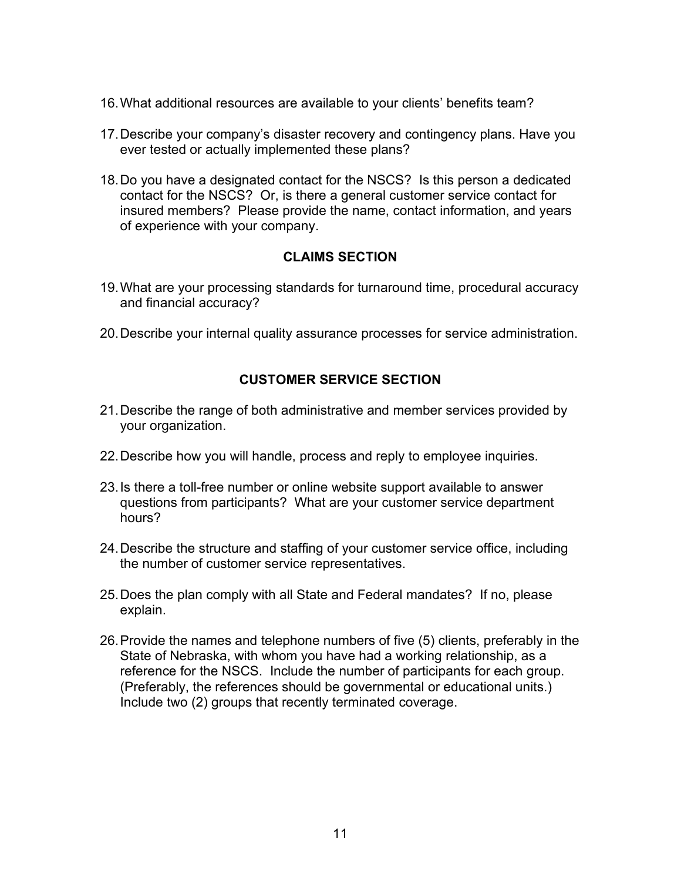16. What additional resources are available to your clients' benefits team?

17. Describe your company's disaster recovery and contingency plans. Have you ever tested or actually implemented these plans?

18. Do you have a designated contact for the NSCS? Is this person a dedicated contact for the NSCS? Or, is there a general customer service contact for insured members? Please provide the name, contact information, and years of experience with your company.

## CLAIMS SECTION

19. What are your processing standards for turnaround time, procedural accuracy and financial accuracy?

20. Describe your internal quality assurance processes for service administration.

## CUSTOMER SERVICE SECTION

21. Describe the range of both administrative and member services provided by your organization.

22. Describe how you will handle, process and reply to employee inquiries.

23. Is there a toll-free number or online website support available to answer questions from participants? What are your customer service department hours?

24. Describe the structure and staffing of your customer service office, including the number of customer service representatives.

25. Does the plan comply with all State and Federal mandates? If no, please explain.

26. Provide the names and telephone numbers of five (5) clients, preferably in the State of Nebraska, with whom you have had a working relationship, as a reference for the NSCS. Include the number of participants for each group. (Preferably, the references should be governmental or educational units.) Include two (2) groups that recently terminated coverage.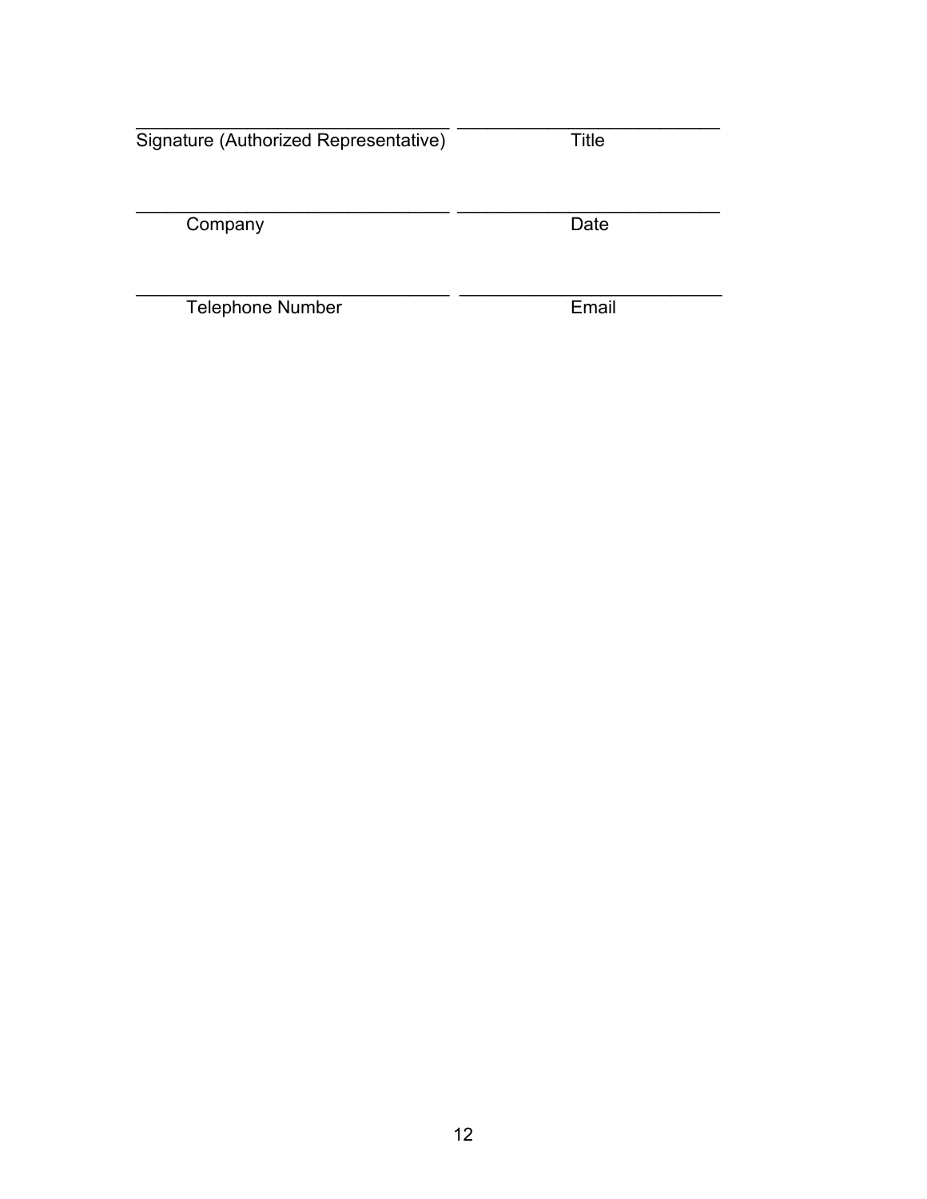\_\_\_\_\_\_\_\_\_\_\_\_\_\_\_\_\_\_\_\_\_\_\_\_\_\_\_\_\_\_\_\_ \_\_\_\_\_\_\_\_\_\_\_\_\_\_\_\_\_\_\_\_\_\_\_\_\_\_\_
Signature (Authorized Representative) Title

\_\_\_\_\_\_\_\_\_\_\_\_\_\_\_\_\_\_\_\_\_\_\_\_\_\_\_\_\_\_\_\_ \_\_\_\_\_\_\_\_\_\_\_\_\_\_\_\_\_\_\_\_\_\_\_\_\_\_\_
Company Date

\_\_\_\_\_\_\_\_\_\_\_\_\_\_\_\_\_\_\_\_\_\_\_\_\_\_\_\_\_\_\_\_ \_\_\_\_\_\_\_\_\_\_\_\_\_\_\_\_\_\_\_\_\_\_\_\_\_\_\_
Telephone Number Email